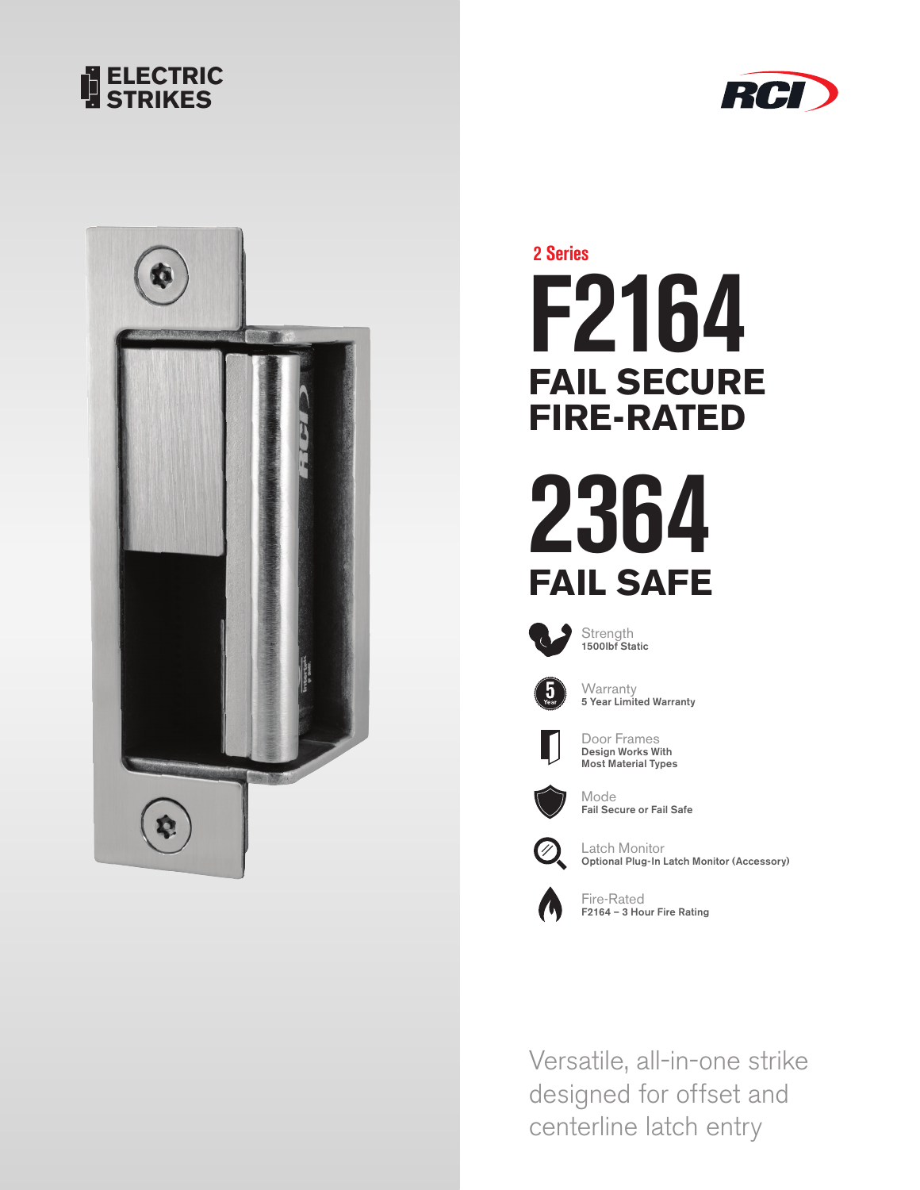ELECTRIC STRIKES

RCI

2 Series

# F2164

## FAIL SECURE FIRE-RATED

# 2364

## FAIL SAFE

Strength
**1500lbf Static**

Warranty
**5 Year Limited Warranty**

Door Frames
**Design Works With Most Material Types**

Mode
**Fail Secure or Fail Safe**

Latch Monitor
**Optional Plug-In Latch Monitor (Accessory)**

Fire-Rated
**F2164 – 3 Hour Fire Rating**

Versatile, all-in-one strike designed for offset and centerline latch entry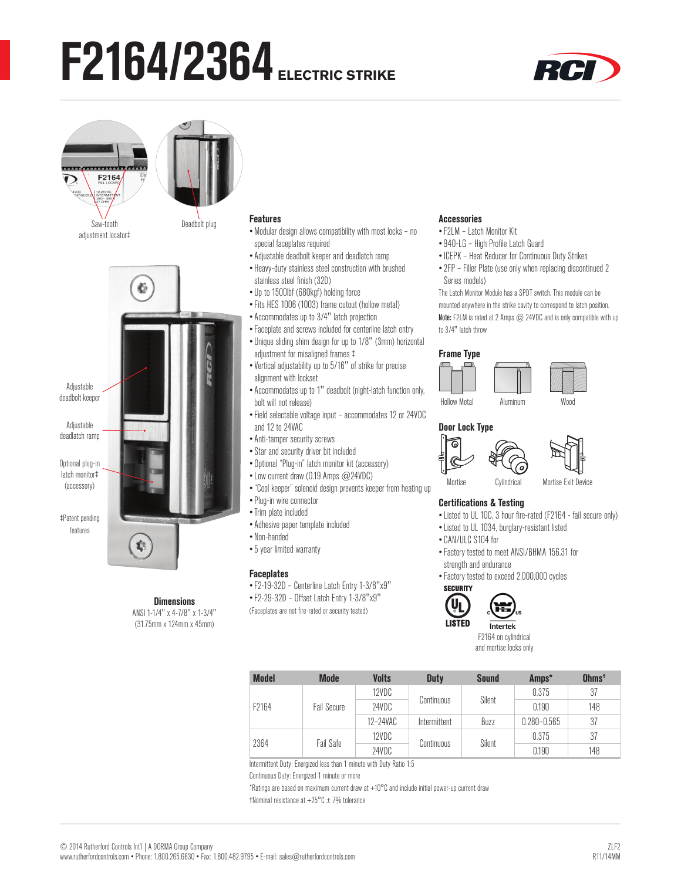# F2164/2364 ELECTRIC STRIKE

RCI

Saw-tooth adjustment locator‡

Deadbolt plug

Adjustable deadbolt keeper

Adjustable deadlatch ramp

Optional plug-in latch monitor‡ (accessory)

‡Patent pending features

### Dimensions

ANSI 1-1/4" x 4-7/8" x 1-3/4"
(31.75mm x 124mm x 45mm)

### Features

- Modular design allows compatibility with most locks – no special faceplates required
- Adjustable deadbolt keeper and deadlatch ramp
- Heavy-duty stainless steel construction with brushed stainless steel finish (32D)
- Up to 1500lbf (680kgf) holding force
- Fits HES 1006 (1003) frame cutout (hollow metal)
- Accommodates up to 3/4" latch projection
- Faceplate and screws included for centerline latch entry
- Unique sliding shim design for up to 1/8" (3mm) horizontal adjustment for misaligned frames ‡
- Vertical adjustability up to 5/16" of strike for precise alignment with lockset
- Accommodates up to 1" deadbolt (night-latch function only, bolt will not release)
- Field selectable voltage input – accommodates 12 or 24VDC and 12 to 24VAC
- Anti-tamper security screws
- Star and security driver bit included
- Optional "Plug-in" latch monitor kit (accessory)
- Low current draw (0.19 Amps @24VDC)
- "Cool keeper" solenoid design prevents keeper from heating up
- Plug-in wire connector
- Trim plate included
- Adhesive paper template included
- Non-handed
- 5 year limited warranty

### Faceplates

- F2-19-32D – Centerline Latch Entry 1-3/8"x9"
- F2-29-32D – Offset Latch Entry 1-3/8"x9"

(Faceplates are not fire-rated or security tested)

### Accessories

- F2LM – Latch Monitor Kit
- 940-LG – High Profile Latch Guard
- ICEPK – Heat Reducer for Continuous Duty Strikes
- 2FP – Filler Plate (use only when replacing discontinued 2 Series models)

The Latch Monitor Module has a SPDT switch. This module can be mounted anywhere in the strike cavity to correspond to latch position.
**Note:** F2LM is rated at 2 Amps @ 24VDC and is only compatible with up to 3/4" latch throw

### Frame Type

Hollow Metal | Aluminum | Wood

### Door Lock Type

Mortise | Cylindrical | Mortise Exit Device

### Certifications & Testing

- Listed to UL 10C, 3 hour fire-rated (F2164 - fail secure only)
- Listed to UL 1034, burglary-resistant listed
- CAN/ULC S104 for
- Factory tested to meet ANSI/BHMA 156.31 for strength and endurance
- Factory tested to exceed 2,000,000 cycles

SECURITY UL LISTED

Intertek

F2164 on cylindrical and mortise locks only

| Model | Mode | Volts | Duty | Sound | Amps* | Ohms† |
|---|---|---|---|---|---|---|
| F2164 | Fail Secure | 12VDC | Continuous | Silent | 0.375 | 37 |
| | | 24VDC | | | 0.190 | 148 |
| | | 12–24VAC | Intermittent | Buzz | 0.280–0.565 | 37 |
| 2364 | Fail Safe | 12VDC | Continuous | Silent | 0.375 | 37 |
| | | 24VDC | | | 0.190 | 148 |

Intermittent Duty: Energized less than 1 minute with Duty Ratio 1:5

Continuous Duty: Energized 1 minute or more

*Ratings are based on maximum current draw at +10°C and include initial power-up current draw

†Nominal resistance at +25°C ± 7% tolerance

© 2014 Rutherford Controls Int'l | A DORMA Group Company
www.rutherfordcontrols.com • Phone: 1.800.265.6630 • Fax: 1.800.482.9795 • E-mail: sales@rutherfordcontrols.com

ZLF2
R11/14MM